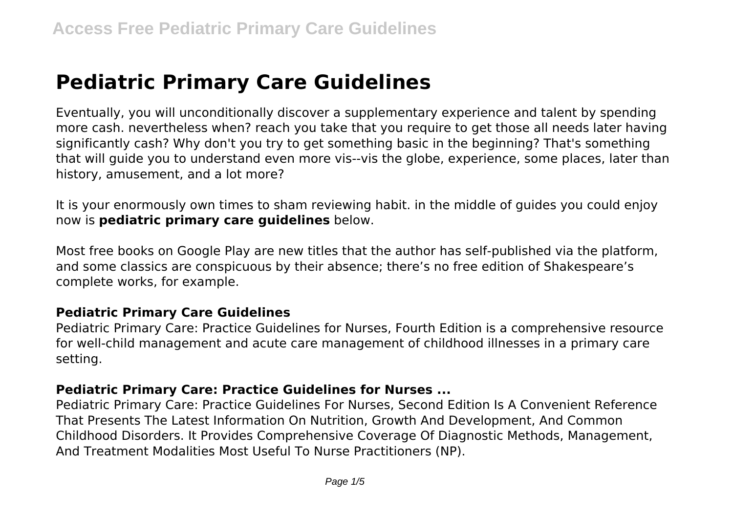# Pediatric Primary Care Guidelines

Eventually, you will unconditionally discover a supplementary experience and talent by spending more cash. nevertheless when? reach you take that you require to get those all needs later having significantly cash? Why don't you try to get something basic in the beginning? That's something that will guide you to understand even more vis--vis the globe, experience, some places, later than history, amusement, and a lot more?

It is your enormously own times to sham reviewing habit. in the middle of guides you could enjoy now is **pediatric primary care guidelines** below.

Most free books on Google Play are new titles that the author has self-published via the platform, and some classics are conspicuous by their absence; there's no free edition of Shakespeare's complete works, for example.

### Pediatric Primary Care Guidelines

Pediatric Primary Care: Practice Guidelines for Nurses, Fourth Edition is a comprehensive resource for well-child management and acute care management of childhood illnesses in a primary care setting.

### Pediatric Primary Care: Practice Guidelines for Nurses ...

Pediatric Primary Care: Practice Guidelines For Nurses, Second Edition Is A Convenient Reference That Presents The Latest Information On Nutrition, Growth And Development, And Common Childhood Disorders. It Provides Comprehensive Coverage Of Diagnostic Methods, Management, And Treatment Modalities Most Useful To Nurse Practitioners (NP).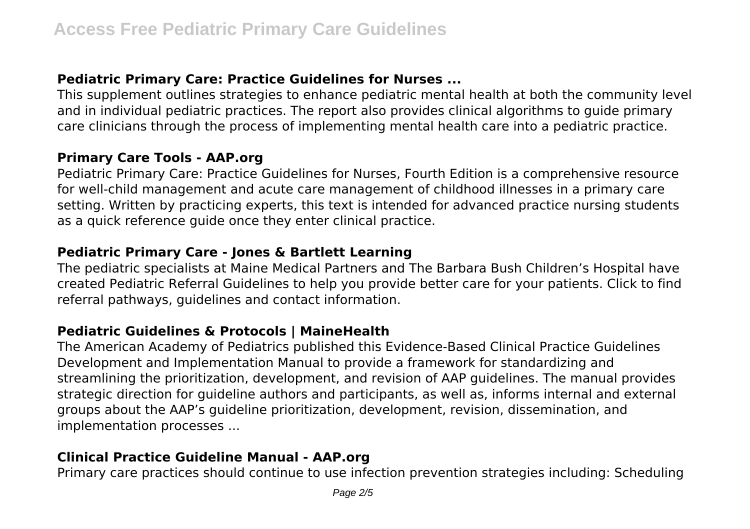### Pediatric Primary Care: Practice Guidelines for Nurses ...

This supplement outlines strategies to enhance pediatric mental health at both the community level and in individual pediatric practices. The report also provides clinical algorithms to guide primary care clinicians through the process of implementing mental health care into a pediatric practice.

### Primary Care Tools - AAP.org

Pediatric Primary Care: Practice Guidelines for Nurses, Fourth Edition is a comprehensive resource for well-child management and acute care management of childhood illnesses in a primary care setting. Written by practicing experts, this text is intended for advanced practice nursing students as a quick reference guide once they enter clinical practice.

### Pediatric Primary Care - Jones & Bartlett Learning

The pediatric specialists at Maine Medical Partners and The Barbara Bush Children's Hospital have created Pediatric Referral Guidelines to help you provide better care for your patients. Click to find referral pathways, guidelines and contact information.

### Pediatric Guidelines & Protocols | MaineHealth

The American Academy of Pediatrics published this Evidence-Based Clinical Practice Guidelines Development and Implementation Manual to provide a framework for standardizing and streamlining the prioritization, development, and revision of AAP guidelines. The manual provides strategic direction for guideline authors and participants, as well as, informs internal and external groups about the AAP's guideline prioritization, development, revision, dissemination, and implementation processes ...

### Clinical Practice Guideline Manual - AAP.org

Primary care practices should continue to use infection prevention strategies including: Scheduling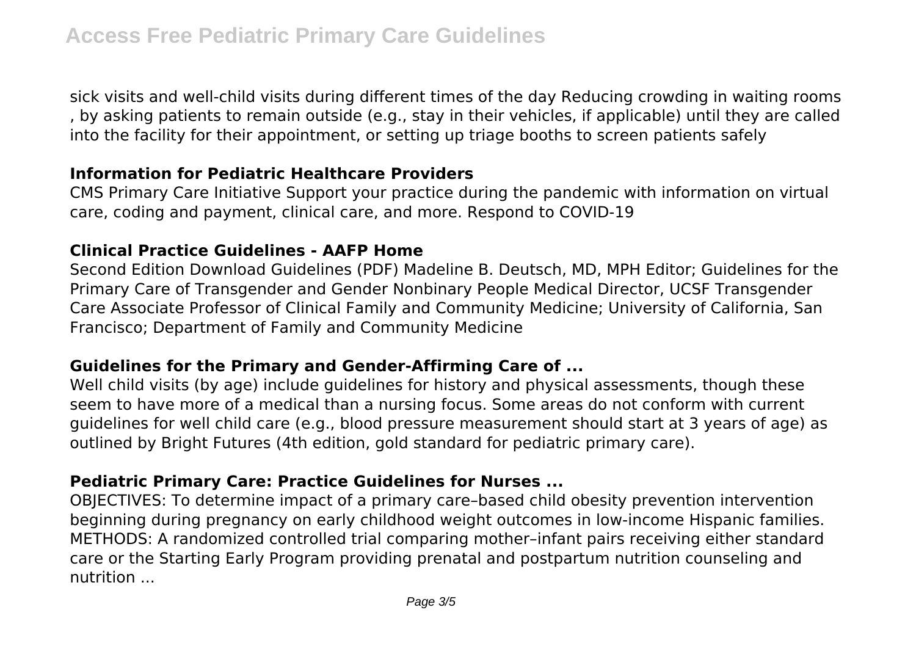sick visits and well-child visits during different times of the day Reducing crowding in waiting rooms , by asking patients to remain outside (e.g., stay in their vehicles, if applicable) until they are called into the facility for their appointment, or setting up triage booths to screen patients safely

### Information for Pediatric Healthcare Providers

CMS Primary Care Initiative Support your practice during the pandemic with information on virtual care, coding and payment, clinical care, and more. Respond to COVID-19

### Clinical Practice Guidelines - AAFP Home

Second Edition Download Guidelines (PDF) Madeline B. Deutsch, MD, MPH Editor; Guidelines for the Primary Care of Transgender and Gender Nonbinary People Medical Director, UCSF Transgender Care Associate Professor of Clinical Family and Community Medicine; University of California, San Francisco; Department of Family and Community Medicine

### Guidelines for the Primary and Gender-Affirming Care of ...

Well child visits (by age) include guidelines for history and physical assessments, though these seem to have more of a medical than a nursing focus. Some areas do not conform with current guidelines for well child care (e.g., blood pressure measurement should start at 3 years of age) as outlined by Bright Futures (4th edition, gold standard for pediatric primary care).

### Pediatric Primary Care: Practice Guidelines for Nurses ...

OBJECTIVES: To determine impact of a primary care–based child obesity prevention intervention beginning during pregnancy on early childhood weight outcomes in low-income Hispanic families. METHODS: A randomized controlled trial comparing mother–infant pairs receiving either standard care or the Starting Early Program providing prenatal and postpartum nutrition counseling and nutrition ...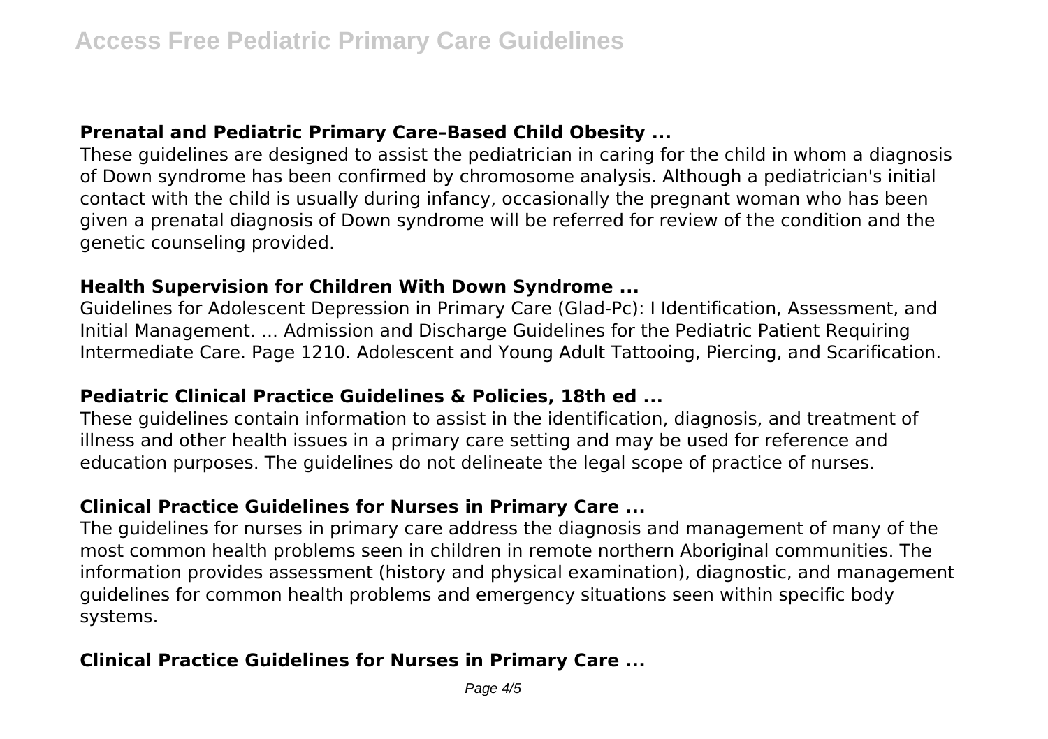## Prenatal and Pediatric Primary Care–Based Child Obesity ...

These guidelines are designed to assist the pediatrician in caring for the child in whom a diagnosis of Down syndrome has been confirmed by chromosome analysis. Although a pediatrician's initial contact with the child is usually during infancy, occasionally the pregnant woman who has been given a prenatal diagnosis of Down syndrome will be referred for review of the condition and the genetic counseling provided.

## Health Supervision for Children With Down Syndrome ...

Guidelines for Adolescent Depression in Primary Care (Glad-Pc): I Identification, Assessment, and Initial Management. ... Admission and Discharge Guidelines for the Pediatric Patient Requiring Intermediate Care. Page 1210. Adolescent and Young Adult Tattooing, Piercing, and Scarification.

## Pediatric Clinical Practice Guidelines & Policies, 18th ed ...

These guidelines contain information to assist in the identification, diagnosis, and treatment of illness and other health issues in a primary care setting and may be used for reference and education purposes. The guidelines do not delineate the legal scope of practice of nurses.

## Clinical Practice Guidelines for Nurses in Primary Care ...

The guidelines for nurses in primary care address the diagnosis and management of many of the most common health problems seen in children in remote northern Aboriginal communities. The information provides assessment (history and physical examination), diagnostic, and management guidelines for common health problems and emergency situations seen within specific body systems.

## Clinical Practice Guidelines for Nurses in Primary Care ...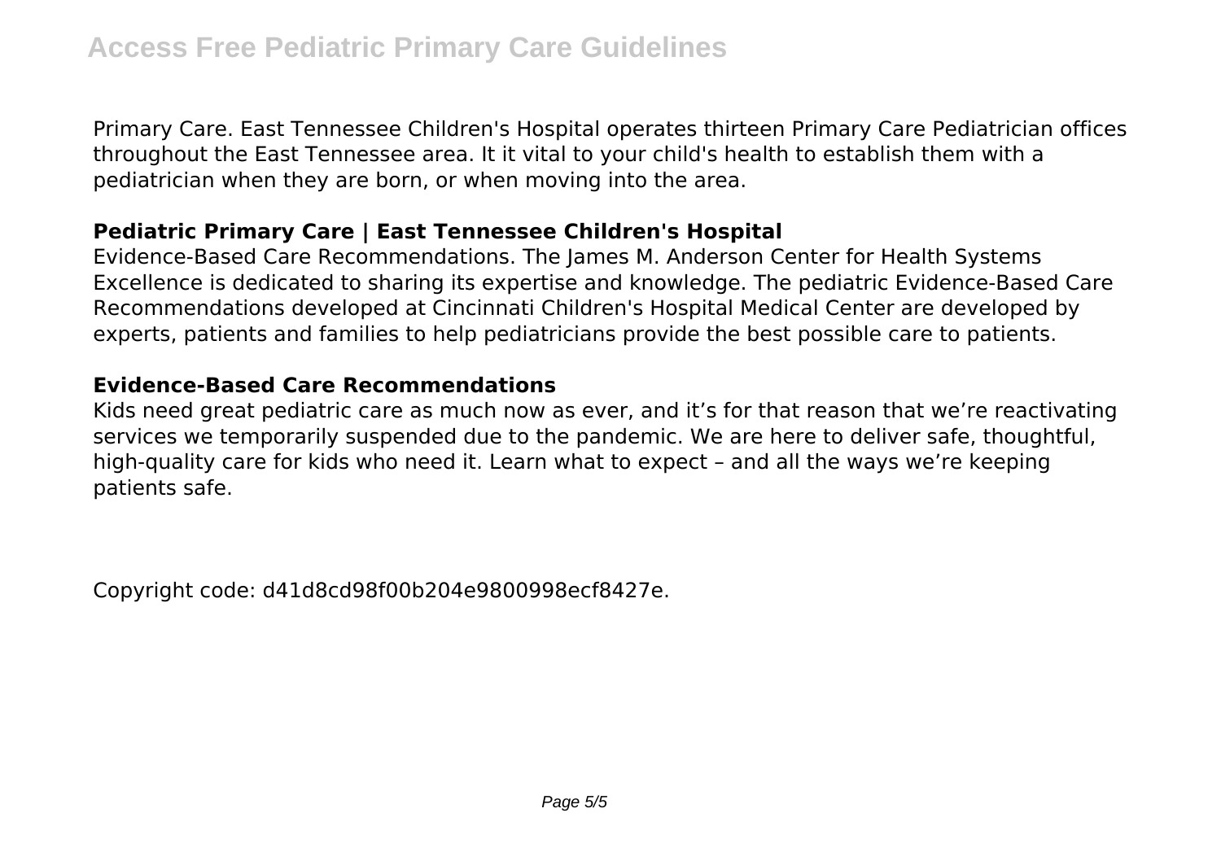Primary Care. East Tennessee Children's Hospital operates thirteen Primary Care Pediatrician offices throughout the East Tennessee area. It it vital to your child's health to establish them with a pediatrician when they are born, or when moving into the area.

**Pediatric Primary Care | East Tennessee Children's Hospital**

Evidence-Based Care Recommendations. The James M. Anderson Center for Health Systems Excellence is dedicated to sharing its expertise and knowledge. The pediatric Evidence-Based Care Recommendations developed at Cincinnati Children's Hospital Medical Center are developed by experts, patients and families to help pediatricians provide the best possible care to patients.

**Evidence-Based Care Recommendations**

Kids need great pediatric care as much now as ever, and it’s for that reason that we’re reactivating services we temporarily suspended due to the pandemic. We are here to deliver safe, thoughtful, high-quality care for kids who need it. Learn what to expect – and all the ways we’re keeping patients safe.

Copyright code: d41d8cd98f00b204e9800998ecf8427e.